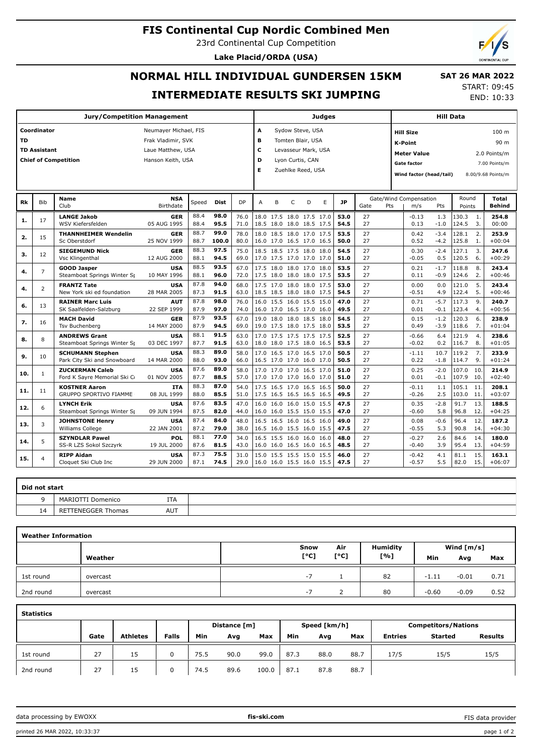# FIS Continental Cup Nordic Combined Men

23rd Continental Cup Competition

**Lake Placid/ORDA (USA)**

## NORMAL HILL INDIVIDUAL GUNDERSEN 15KM

## INTERMEDIATE RESULTS SKI JUMPING

**SAT 26 MAR 2022**
START: 09:45
END: 10:33

| Jury/Competition Management | | Judges | | Hill Data | |
|---|---|---|---|---|---|
| Coordinator | Neumayer Michael, FIS | A | Sydow Steve, USA | Hill Size | 100 m |
| TD | Frak Vladimir, SVK | B | Tomten Blair, USA | K-Point | 90 m |
| TD Assistant | Laue Matthew, USA | C | Levasseur Mark, USA | Meter Value | 2.0 Points/m |
| Chief of Competition | Hanson Keith, USA | D | Lyon Curtis, CAN | Gate factor | 7.00 Points/m |
| | | E | Zuehlke Reed, USA | Wind factor (head/tail) | 8.00/9.68 Points/m |

| Rk | Bib | Name / Club | NSA / Birthdate | Speed | Dist | DP | A | B | C | D | E | JP | Gate | Pts | m/s | Pts | Round Points | | Total / Behind |
|---|---|---|---|---|---|---|---|---|---|---|---|---|---|---|---|---|---|---|---|
| 1. | 17 | **LANGE Jakob** | **GER** | 88.4 | **98.0** | 76.0 | 18.0 | 17.5 | 18.0 | 17.5 | 17.0 | **53.0** | 27 | | -0.13 | 1.3 | 130.3 | 1. | **254.8** |
| | | WSV Kiefersfelden | 05 AUG 1995 | 88.4 | **95.5** | 71.0 | 18.5 | 18.0 | 18.0 | 18.5 | 17.5 | **54.5** | 27 | | 0.13 | -1.0 | 124.5 | 3. | 00:00 |
| 2. | 15 | **THANNHEIMER Wendelin** | **GER** | 88.7 | **99.0** | 78.0 | 18.0 | 18.5 | 18.0 | 17.0 | 17.5 | **53.5** | 27 | | 0.42 | -3.4 | 128.1 | 2. | **253.9** |
| | | Sc Oberstdorf | 25 NOV 1999 | 88.7 | **100.0** | 80.0 | 16.0 | 17.0 | 16.5 | 17.0 | 16.5 | **50.0** | 27 | | 0.52 | -4.2 | 125.8 | 1. | +00:04 |
| 3. | 12 | **SIEGEMUND Nick** | **GER** | 88.3 | **97.5** | 75.0 | 18.5 | 18.5 | 17.5 | 18.0 | 18.0 | **54.5** | 27 | | 0.30 | -2.4 | 127.1 | 3. | **247.6** |
| | | Vsc Klingenthal | 12 AUG 2000 | 88.1 | **94.5** | 69.0 | 17.0 | 17.5 | 17.0 | 17.0 | 17.0 | **51.0** | 27 | | -0.05 | 0.5 | 120.5 | 6. | +00:29 |
| 4. | 7 | **GOOD Jasper** | **USA** | 88.5 | **93.5** | 67.0 | 17.5 | 18.0 | 18.0 | 17.0 | 18.0 | **53.5** | 27 | | 0.21 | -1.7 | 118.8 | 8. | **243.4** |
| | | Steamboat Springs Winter Sp | 10 MAY 1996 | 88.1 | **96.0** | 72.0 | 17.5 | 18.0 | 18.0 | 18.0 | 17.5 | **53.5** | 27 | | 0.11 | -0.9 | 124.6 | 2. | +00:46 |
| 4. | 2 | **FRANTZ Tate** | **USA** | 87.8 | **94.0** | 68.0 | 17.5 | 17.0 | 18.0 | 18.0 | 17.5 | **53.0** | 27 | | 0.00 | 0.0 | 121.0 | 5. | **243.4** |
| | | New York ski ed foundation | 28 MAR 2005 | 87.3 | **91.5** | 63.0 | 18.5 | 18.5 | 18.0 | 18.0 | 17.5 | **54.5** | 27 | | -0.51 | 4.9 | 122.4 | 5. | +00:46 |
| 6. | 13 | **RAINER Marc Luis** | **AUT** | 87.8 | **98.0** | 76.0 | 16.0 | 15.5 | 16.0 | 15.5 | 15.0 | **47.0** | 27 | | 0.71 | -5.7 | 117.3 | 9. | **240.7** |
| | | SK Saalfelden-Salzburg | 22 SEP 1999 | 87.9 | **97.0** | 74.0 | 16.0 | 17.0 | 16.5 | 17.0 | 16.0 | **49.5** | 27 | | 0.01 | -0.1 | 123.4 | 4. | +00:56 |
| 7. | 16 | **MACH David** | **GER** | 87.9 | **93.5** | 67.0 | 19.0 | 18.0 | 18.0 | 18.5 | 18.0 | **54.5** | 27 | | 0.15 | -1.2 | 120.3 | 6. | **238.9** |
| | | Tsv Buchenberg | 14 MAY 2000 | 87.9 | **94.5** | 69.0 | 19.0 | 17.5 | 18.0 | 17.5 | 18.0 | **53.5** | 27 | | 0.49 | -3.9 | 118.6 | 7. | +01:04 |
| 8. | 8 | **ANDREWS Grant** | **USA** | 88.1 | **91.5** | 63.0 | 17.0 | 17.5 | 17.5 | 17.5 | 17.5 | **52.5** | 27 | | -0.66 | 6.4 | 121.9 | 4. | **238.6** |
| | | Steamboat Springs Winter Sp | 03 DEC 1997 | 87.7 | **91.5** | 63.0 | 18.0 | 18.0 | 17.5 | 18.0 | 16.5 | **53.5** | 27 | | -0.02 | 0.2 | 116.7 | 8. | +01:05 |
| 9. | 10 | **SCHUMANN Stephen** | **USA** | 88.3 | **89.0** | 58.0 | 17.0 | 16.5 | 17.0 | 16.5 | 17.0 | **50.5** | 27 | | -1.11 | 10.7 | 119.2 | 7. | **233.9** |
| | | Park City Ski and Snowboard | 14 MAR 2000 | 88.0 | **93.0** | 66.0 | 16.5 | 17.0 | 17.0 | 16.0 | 17.0 | **50.5** | 27 | | 0.22 | -1.8 | 114.7 | 9. | +01:24 |
| 10. | 1 | **ZUCKERMAN Caleb** | **USA** | 87.6 | **89.0** | 58.0 | 17.0 | 17.0 | 17.0 | 16.5 | 17.0 | **51.0** | 27 | | 0.25 | -2.0 | 107.0 | 10. | **214.9** |
| | | Ford K Sayre Memorial Ski Co | 01 NOV 2005 | 87.7 | **88.5** | 57.0 | 17.0 | 17.0 | 17.0 | 16.0 | 17.0 | **51.0** | 27 | | 0.01 | -0.1 | 107.9 | 10. | +02:40 |
| 11. | 11 | **KOSTNER Aaron** | **ITA** | 88.3 | **87.0** | 54.0 | 17.5 | 16.5 | 17.0 | 16.5 | 16.5 | **50.0** | 27 | | -0.11 | 1.1 | 105.1 | 11. | **208.1** |
| | | GRUPPO SPORTIVO FIAMME | 08 JUL 1999 | 88.0 | **85.5** | 51.0 | 17.5 | 16.5 | 16.5 | 16.5 | 16.5 | **49.5** | 27 | | -0.26 | 2.5 | 103.0 | 11. | +03:07 |
| 12. | 6 | **LYNCH Erik** | **USA** | 87.6 | **83.5** | 47.0 | 16.0 | 16.0 | 16.0 | 15.0 | 15.5 | **47.5** | 27 | | 0.35 | -2.8 | 91.7 | 13. | **188.5** |
| | | Steamboat Springs Winter Sp | 09 JUN 1994 | 87.5 | **82.0** | 44.0 | 16.0 | 16.0 | 15.5 | 15.0 | 15.5 | **47.0** | 27 | | -0.60 | 5.8 | 96.8 | 12. | +04:25 |
| 13. | 3 | **JOHNSTONE Henry** | **USA** | 87.4 | **84.0** | 48.0 | 16.5 | 16.5 | 16.0 | 16.5 | 16.0 | **49.0** | 27 | | 0.08 | -0.6 | 96.4 | 12. | **187.2** |
| | | Williams College | 22 JAN 2001 | 87.2 | **79.0** | 38.0 | 16.5 | 16.0 | 15.5 | 16.0 | 15.5 | **47.5** | 27 | | -0.55 | 5.3 | 90.8 | 14. | +04:30 |
| 14. | 5 | **SZYNDLAR Pawel** | **POL** | 88.1 | **77.0** | 34.0 | 16.5 | 15.5 | 16.0 | 16.0 | 16.0 | **48.0** | 27 | | -0.27 | 2.6 | 84.6 | 14. | **180.0** |
| | | SS-R LZS Sokol Szczyrk | 19 JUL 2000 | 87.6 | **81.5** | 43.0 | 16.0 | 16.0 | 16.5 | 16.0 | 16.5 | **48.5** | 27 | | -0.40 | 3.9 | 95.4 | 13. | +04:59 |
| 15. | 4 | **RIPP Aidan** | **USA** | 87.3 | **75.5** | 31.0 | 15.0 | 15.5 | 15.5 | 15.0 | 15.5 | **46.0** | 27 | | -0.42 | 4.1 | 81.1 | 15. | **163.1** |
| | | Cloquet Ski Club Inc | 29 JUN 2000 | 87.1 | **74.5** | 29.0 | 16.0 | 16.0 | 15.5 | 16.0 | 15.5 | **47.5** | 27 | | -0.57 | 5.5 | 82.0 | 15. | +06:07 |

**Did not start**

| Bib | Name | NSA |
|---|---|---|
| 9 | MARIOTTI Domenico | ITA |
| 14 | RETTENEGGER Thomas | AUT |

**Weather Information**

| | Weather | Snow [°C] | Air [°C] | Humidity [%] | Wind [m/s] Min | Avg | Max |
|---|---|---|---|---|---|---|---|
| 1st round | overcast | -7 | 1 | 82 | -1.11 | -0.01 | 0.71 |
| 2nd round | overcast | -7 | 2 | 80 | -0.60 | -0.09 | 0.52 |

**Statistics**

| | Gate | Athletes | Falls | Distance [m] Min | Avg | Max | Speed [km/h] Min | Avg | Max | Competitors/Nations Entries | Started | Results |
|---|---|---|---|---|---|---|---|---|---|---|---|---|
| 1st round | 27 | 15 | 0 | 75.5 | 90.0 | 99.0 | 87.3 | 88.0 | 88.7 | 17/5 | 15/5 | 15/5 |
| 2nd round | 27 | 15 | 0 | 74.5 | 89.6 | 100.0 | 87.1 | 87.8 | 88.7 | | | |

data processing by EWOXX — fis-ski.com — FIS data provider

printed 26 MAR 2022, 10:33:37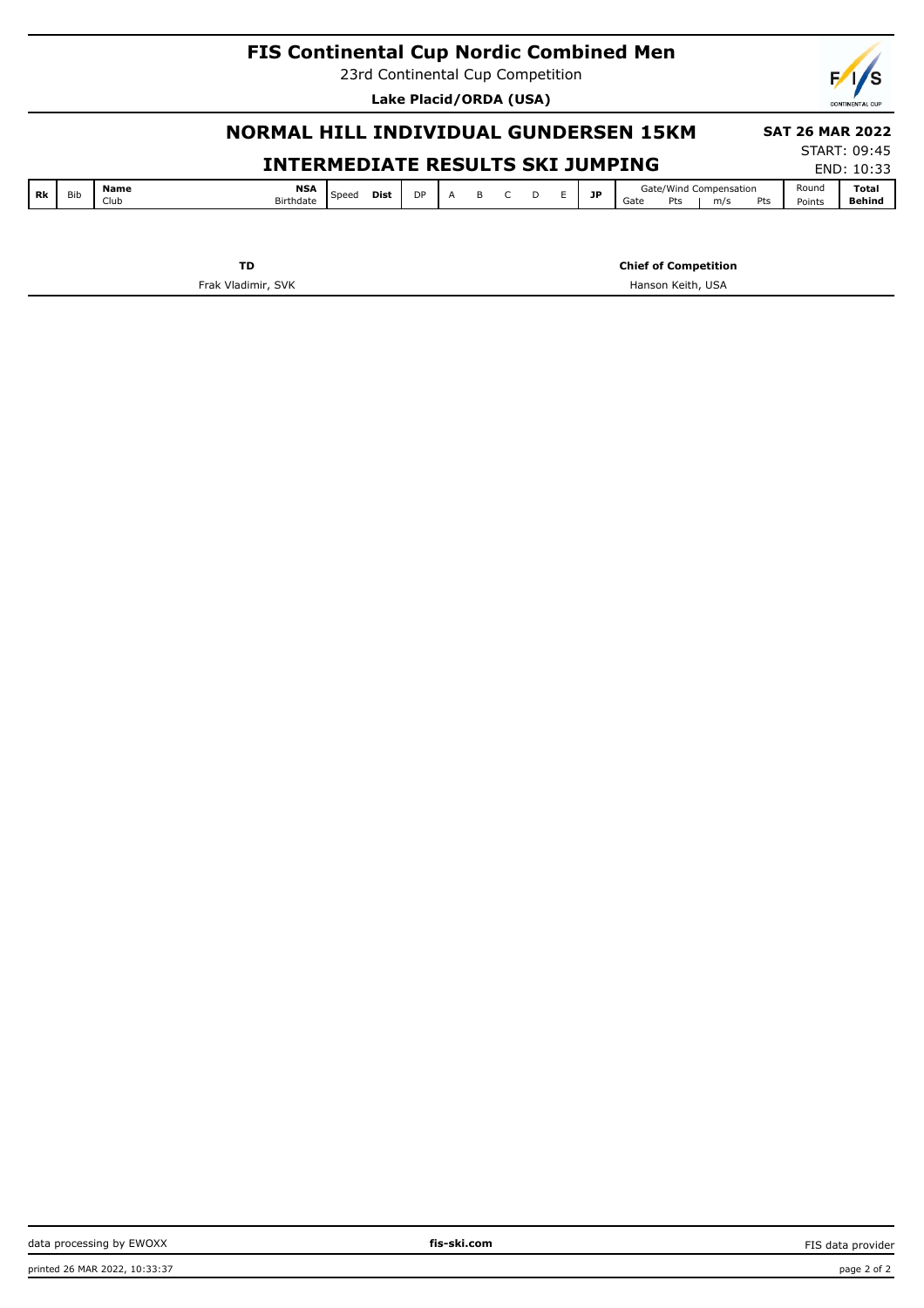# FIS Continental Cup Nordic Combined Men

23rd Continental Cup Competition

**Lake Placid/ORDA (USA)**

## NORMAL HILL INDIVIDUAL GUNDERSEN 15KM

**SAT 26 MAR 2022**

START: 09:45

## INTERMEDIATE RESULTS SKI JUMPING

END: 10:33

| Rk | Bib | Name<br>Club | NSA<br>Birthdate | Speed | Dist | DP | A | B | C | D | E | JP | Gate/Wind Compensation<br>Gate | Pts | m/s | Pts | Round<br>Points | Total<br>Behind |
|---|---|---|---|---|---|---|---|---|---|---|---|---|---|---|---|---|---|---|

| TD | Chief of Competition |
|---|---|
| Frak Vladimir, SVK | Hanson Keith, USA |

data processing by EWOXX

fis-ski.com

FIS data provider

printed 26 MAR 2022, 10:33:37